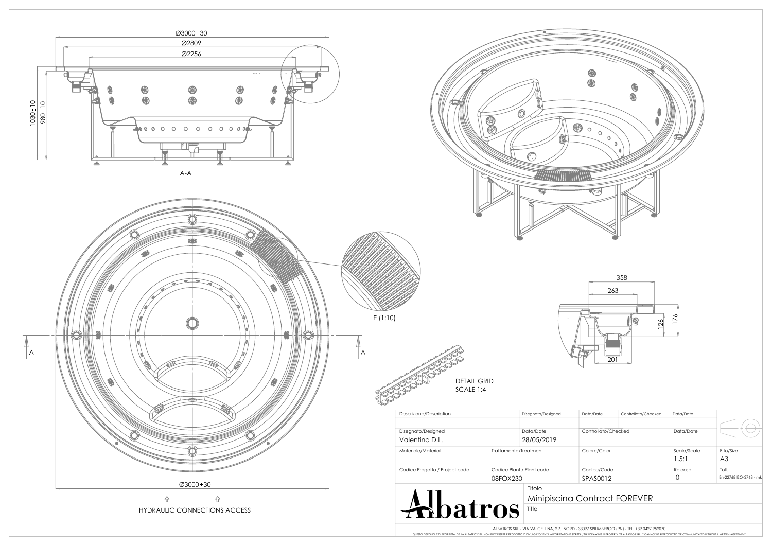Ø3000±30

Ø2809

Ø2256

1030±10

980±10

A-A

E (1:10)

358

263

126

176

201

DETAIL GRID
SCALE 1:4

A

A

Ø3000±30

HYDRAULIC CONNECTIONS ACCESS

| Descrizione/Description | | Disegnato/Designed | Data/Date | Controllato/Checked | Data/Date | |
|---|---|---|---|---|---|---|
| Disegnato/Designed<br>Valentina D.L. | | Data/Date<br>28/05/2019 | Controllato/Checked | | Data/Date | |
| Materiale/Material | Trattamento/Treatment | | Colore/Color | | Scala/Scale<br>1.5:1 | F.to/Size<br>A3 |
| Codice Progetto / Project code | Codice Plant / Plant code<br>08FOX230 | | Codice/Code<br>SPAS0012 | | Release<br>0 | Toll.<br>En-22768 ISO-2768 - mk |

Albatros

Titolo
Minipiscina Contract FOREVER
Title

ALBATROS SRL - VIA VALCELLINA, 2 Z.I.NORD - 33097 SPILIMBERGO (PN) - TEL. +39 0427 952070

QUESTO DISEGNO E' DI PROPRIETA' DELLA ALBATROS SRL. NON PUO' ESSERE RIPRODOTTO O DIVULGATO SENZA AUTORIZZAZIONE SCRITTA / THIS DRAWING IS PROPERTY OF ALBATROS SRL. IT CANNOT BE REPRODUCED OR COMMUNICATED WITHOUT A WRITTEN AGREEMENT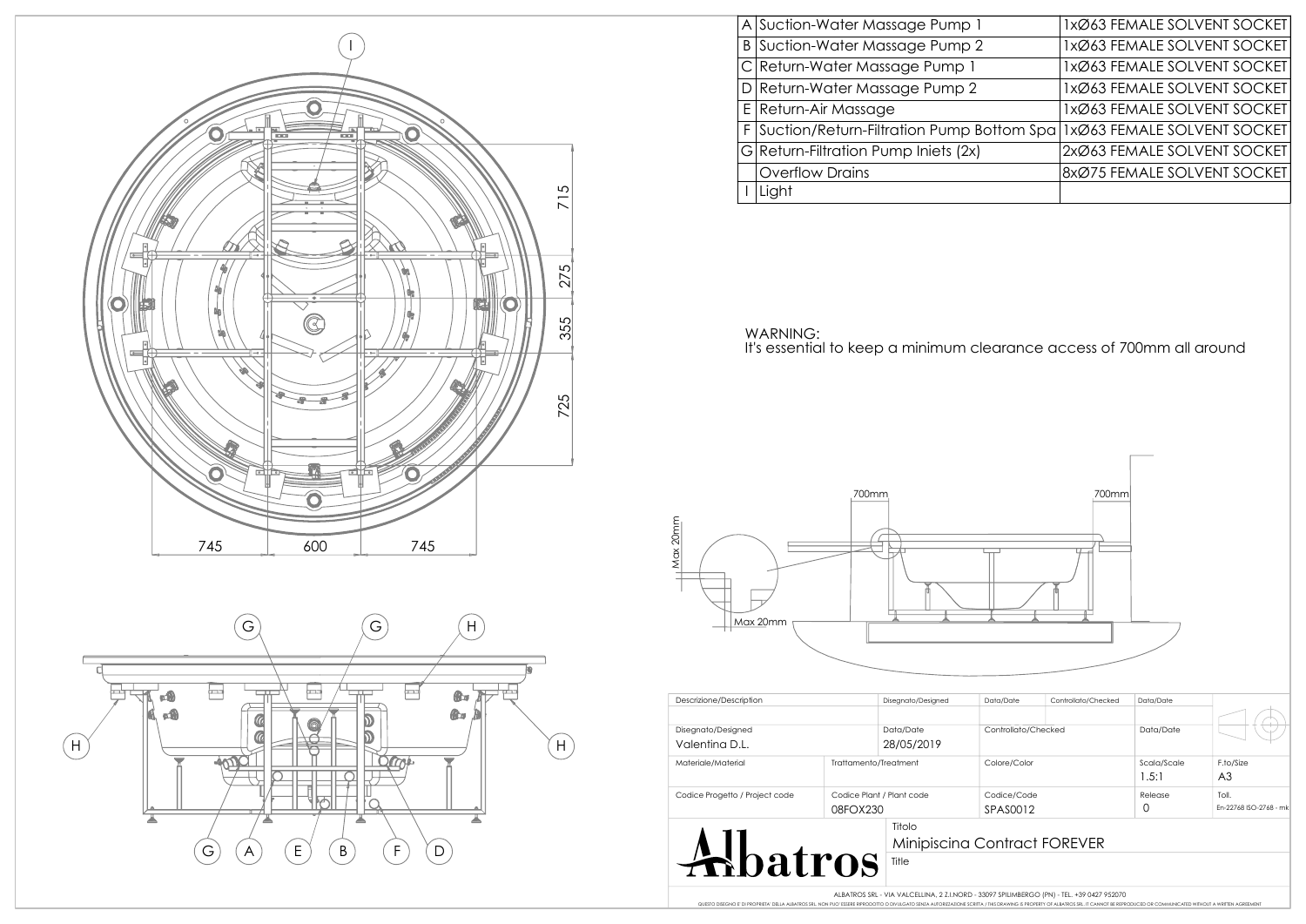| | | |
|---|---|---|
| A | Suction-Water Massage Pump 1 | 1xØ63 FEMALE SOLVENT SOCKET |
| B | Suction-Water Massage Pump 2 | 1xØ63 FEMALE SOLVENT SOCKET |
| C | Return-Water Massage Pump 1 | 1xØ63 FEMALE SOLVENT SOCKET |
| D | Return-Water Massage Pump 2 | 1xØ63 FEMALE SOLVENT SOCKET |
| E | Return-Air Massage | 1xØ63 FEMALE SOLVENT SOCKET |
| F | Suction/Return-Filtration Pump Bottom Spa | 1xØ63 FEMALE SOLVENT SOCKET |
| G | Return-Filtration Pump Iniets (2x) | 2xØ63 FEMALE SOLVENT SOCKET |
| | Overflow Drains | 8xØ75 FEMALE SOLVENT SOCKET |
| I | Light | |

WARNING:
It's essential to keep a minimum clearance access of 700mm all around

715
275
355
725
745
600
745

700mm
700mm
Max 20mm
Max 20mm

| | | | | | | |
|---|---|---|---|---|---|---|
| Descrizione/Description | | Disegnato/Designed | Data/Date | Controllato/Checked | Data/Date | |
| Disegnato/Designed | | Data/Date | Controllato/Checked | | Data/Date | |
| Valentina D.L. | | 28/05/2019 | | | | |
| Materiale/Material | Trattamento/Treatment | | Colore/Color | | Scala/Scale | F.to/Size |
| | | | | | 1.5:1 | A3 |
| Codice Progetto / Project code | Codice Plant / Plant code | | Codice/Code | | Release | Toll. |
| | 08FOX230 | | SPAS0012 | | 0 | En-22768 ISO-2768 - mk |

Albatros

Titolo
Minipiscina Contract FOREVER
Title

ALBATROS SRL - VIA VALCELLINA, 2 Z.I.NORD - 33097 SPILIMBERGO (PN) - TEL. +39 0427 952070

QUESTO DISEGNO E' DI PROPRIETA' DELLA ALBATROS SRL. NON PUO' ESSERE RIPRODOTTO O DIVULGATO SENZA AUTORIZZAZIONE SCRITTA / THIS DRAWING IS PROPERTY OF ALBATROS SRL. IT CANNOT BE REPRODUCED OR COMMUNICATED WITHOUT A WRITTEN AGREEMENT